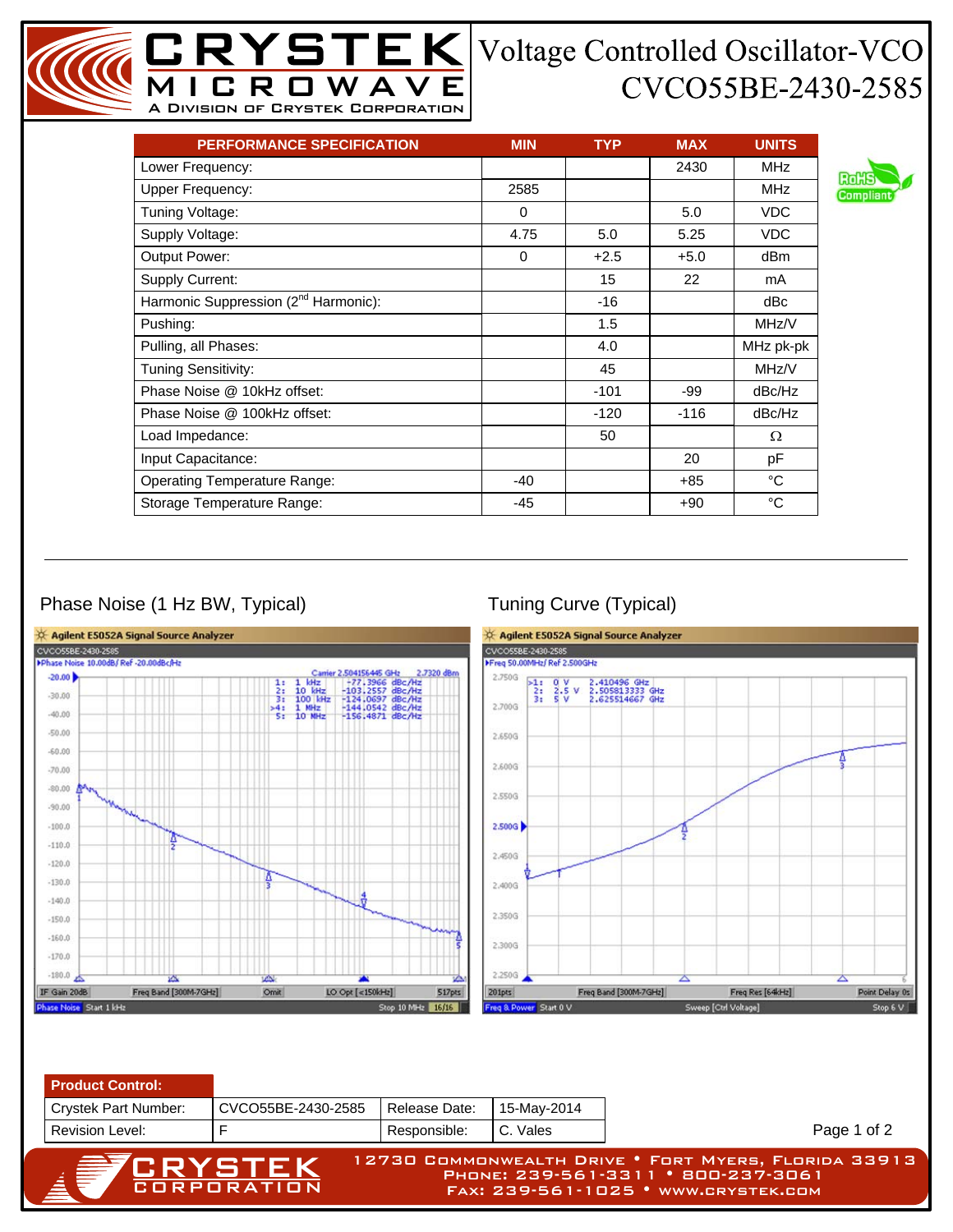# CRYSTEK MICROWAVE
A Division of Crystek Corporation

# Voltage Controlled Oscillator-VCO
## CVCO55BE-2430-2585

| PERFORMANCE SPECIFICATION | MIN | TYP | MAX | UNITS |
|---|---|---|---|---|
| Lower Frequency: | | | 2430 | MHz |
| Upper Frequency: | 2585 | | | MHz |
| Tuning Voltage: | 0 | | 5.0 | VDC |
| Supply Voltage: | 4.75 | 5.0 | 5.25 | VDC |
| Output Power: | 0 | +2.5 | +5.0 | dBm |
| Supply Current: | | 15 | 22 | mA |
| Harmonic Suppression (2nd Harmonic): | | -16 | | dBc |
| Pushing: | | 1.5 | | MHz/V |
| Pulling, all Phases: | | 4.0 | | MHz pk-pk |
| Tuning Sensitivity: | | 45 | | MHz/V |
| Phase Noise @ 10kHz offset: | | -101 | -99 | dBc/Hz |
| Phase Noise @ 100kHz offset: | | -120 | -116 | dBc/Hz |
| Load Impedance: | | 50 | | Ω |
| Input Capacitance: | | | 20 | pF |
| Operating Temperature Range: | -40 | | +85 | °C |
| Storage Temperature Range: | -45 | | +90 | °C |

RoHS Compliant

Phase Noise (1 Hz BW, Typical)

Tuning Curve (Typical)

| **Product Control:** | | | |
|---|---|---|---|
| Crystek Part Number: | CVCO55BE-2430-2585 | Release Date: | 15-May-2014 |
| Revision Level: | F | Responsible: | C. Vales |

CRYSTEK CORPORATION
12730 Commonwealth Drive • Fort Myers, Florida 33913
Phone: 239-561-3311 • 800-237-3061
Fax: 239-561-1025 • www.crystek.com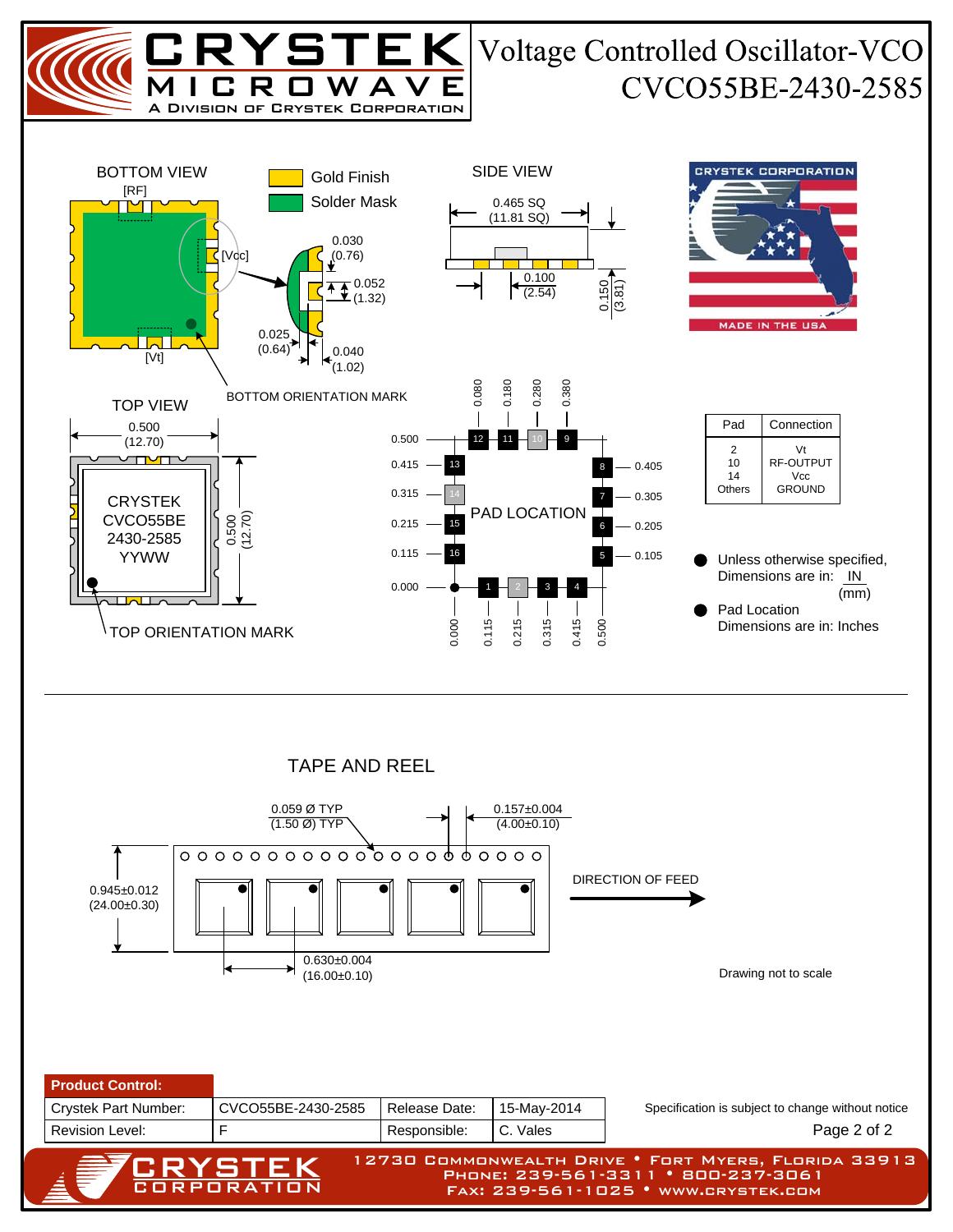# Voltage Controlled Oscillator-VCO
## CVCO55BE-2430-2585

CRYSTEK MICROWAVE
A DIVISION OF CRYSTEK CORPORATION

BOTTOM VIEW

[RF]

[Vcc]

[Vt]

Gold Finish

Solder Mask

0.030
(0.76)

0.052
(1.32)

0.025
(0.64)

0.040
(1.02)

BOTTOM ORIENTATION MARK

SIDE VIEW

0.465 SQ
(11.81 SQ)

0.100
(2.54)

0.150
(3.81)

CRYSTEK CORPORATION
MADE IN THE USA

TOP VIEW

0.500
(12.70)

CRYSTEK
CVCO55BE
2430-2585
YYWW

0.500
(12.70)

TOP ORIENTATION MARK

PAD LOCATION

0.080 0.180 0.280 0.380

0.500 0.415 0.315 0.215 0.115 0.000

0.405 0.305 0.205 0.105

0.000 0.115 0.215 0.315 0.415 0.500

| Pad | Connection |
|---|---|
| 2 | Vt |
| 10 | RF-OUTPUT |
| 14 | Vcc |
| Others | GROUND |

- Unless otherwise specified, Dimensions are in: IN (mm)
- Pad Location Dimensions are in: Inches

## TAPE AND REEL

0.059 Ø TYP
(1.50 Ø) TYP

0.157±0.004
(4.00±0.10)

0.945±0.012
(24.00±0.30)

0.630±0.004
(16.00±0.10)

DIRECTION OF FEED

Drawing not to scale

| Product Control: | | | |
|---|---|---|---|
| Crystek Part Number: | CVCO55BE-2430-2585 | Release Date: | 15-May-2014 |
| Revision Level: | F | Responsible: | C. Vales |

Specification is subject to change without notice

CRYSTEK CORPORATION
12730 Commonwealth Drive • Fort Myers, Florida 33913
Phone: 239-561-3311 • 800-237-3061
Fax: 239-561-1025 • www.crystek.com